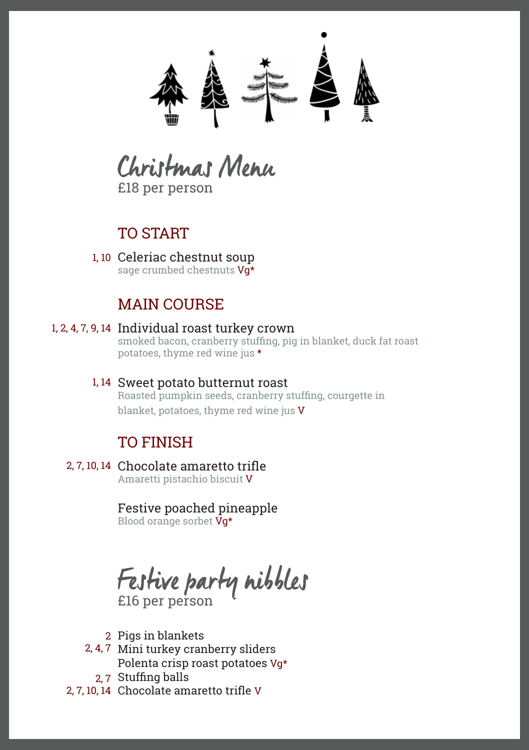# Christmas Menu

£18 per person

## TO START

1, 10 **Celeriac chestnut soup**
sage crumbed chestnuts Vg*

## MAIN COURSE

1, 2, 4, 7, 9, 14 **Individual roast turkey crown**
smoked bacon, cranberry stuffing, pig in blanket, duck fat roast potatoes, thyme red wine jus *

1, 14 **Sweet potato butternut roast**
Roasted pumpkin seeds, cranberry stuffing, courgette in blanket, potatoes, thyme red wine jus V

## TO FINISH

2, 7, 10, 14 **Chocolate amaretto trifle**
Amaretti pistachio biscuit V

**Festive poached pineapple**
Blood orange sorbet Vg*

# Festive party nibbles

£16 per person

- 2 Pigs in blankets
- 2, 4, 7 Mini turkey cranberry sliders
- Polenta crisp roast potatoes Vg*
- 2, 7 Stuffing balls
- 2, 7, 10, 14 Chocolate amaretto trifle V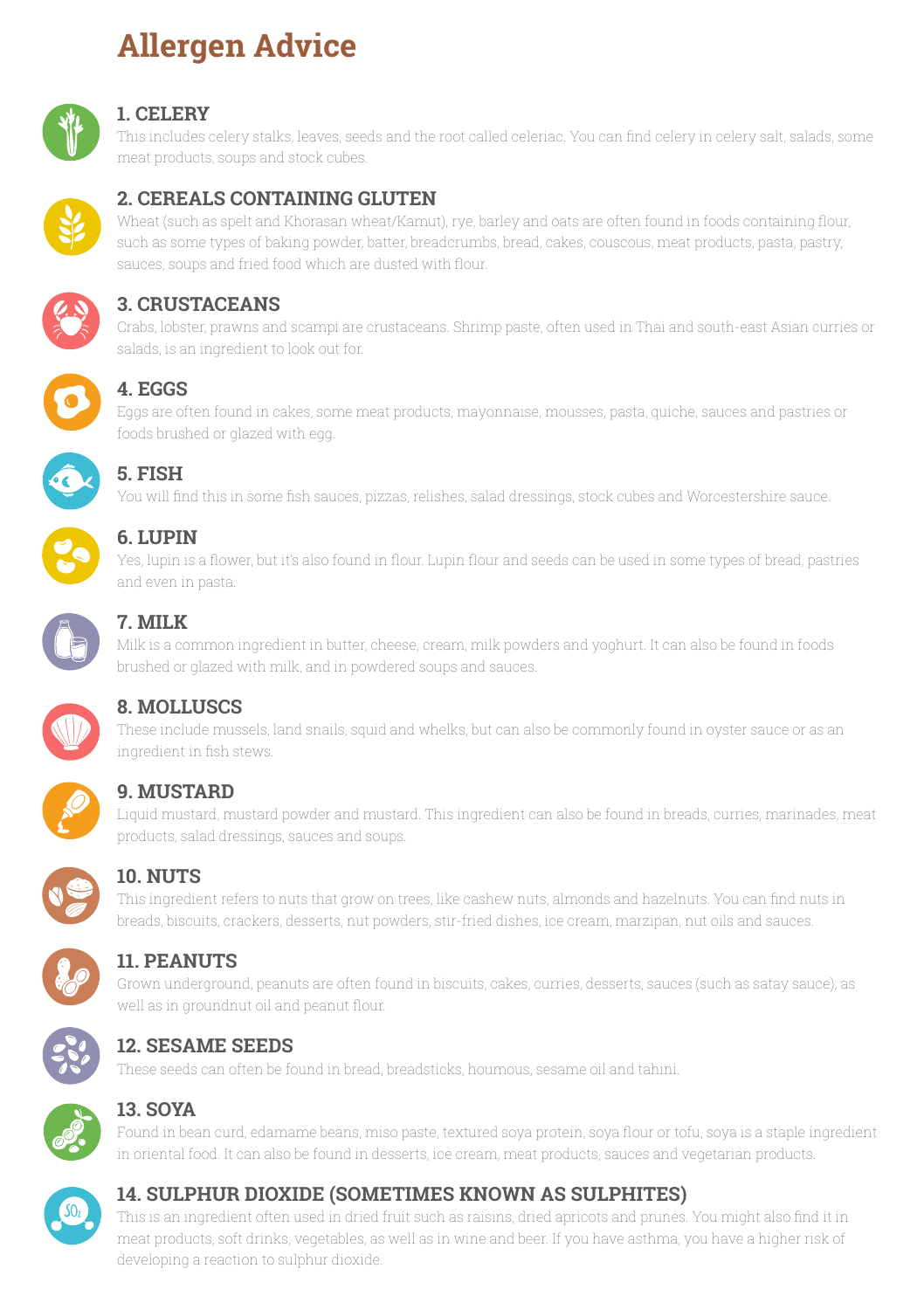# Allergen Advice

## 1. CELERY

This includes celery stalks, leaves, seeds and the root called celeriac. You can find celery in celery salt, salads, some meat products, soups and stock cubes.

## 2. CEREALS CONTAINING GLUTEN

Wheat (such as spelt and Khorasan wheat/Kamut), rye, barley and oats are often found in foods containing flour, such as some types of baking powder, batter, breadcrumbs, bread, cakes, couscous, meat products, pasta, pastry, sauces, soups and fried food which are dusted with flour.

## 3. CRUSTACEANS

Crabs, lobster, prawns and scampi are crustaceans. Shrimp paste, often used in Thai and south-east Asian curries or salads, is an ingredient to look out for.

## 4. EGGS

Eggs are often found in cakes, some meat products, mayonnaise, mousses, pasta, quiche, sauces and pastries or foods brushed or glazed with egg.

## 5. FISH

You will find this in some fish sauces, pizzas, relishes, salad dressings, stock cubes and Worcestershire sauce.

## 6. LUPIN

Yes, lupin is a flower, but it's also found in flour. Lupin flour and seeds can be used in some types of bread, pastries and even in pasta.

## 7. MILK

Milk is a common ingredient in butter, cheese, cream, milk powders and yoghurt. It can also be found in foods brushed or glazed with milk, and in powdered soups and sauces.

## 8. MOLLUSCS

These include mussels, land snails, squid and whelks, but can also be commonly found in oyster sauce or as an ingredient in fish stews.

## 9. MUSTARD

Liquid mustard, mustard powder and mustard. This ingredient can also be found in breads, curries, marinades, meat products, salad dressings, sauces and soups.

## 10. NUTS

This ingredient refers to nuts that grow on trees, like cashew nuts, almonds and hazelnuts. You can find nuts in breads, biscuits, crackers, desserts, nut powders, stir-fried dishes, ice cream, marzipan, nut oils and sauces.

## 11. PEANUTS

Grown underground, peanuts are often found in biscuits, cakes, curries, desserts, sauces (such as satay sauce), as well as in groundnut oil and peanut flour.

## 12. SESAME SEEDS

These seeds can often be found in bread, breadsticks, houmous, sesame oil and tahini.

## 13. SOYA

Found in bean curd, edamame beans, miso paste, textured soya protein, soya flour or tofu, soya is a staple ingredient in oriental food. It can also be found in desserts, ice cream, meat products, sauces and vegetarian products.

## 14. SULPHUR DIOXIDE (SOMETIMES KNOWN AS SULPHITES)

This is an ingredient often used in dried fruit such as raisins, dried apricots and prunes. You might also find it in meat products, soft drinks, vegetables, as well as in wine and beer. If you have asthma, you have a higher risk of developing a reaction to sulphur dioxide.